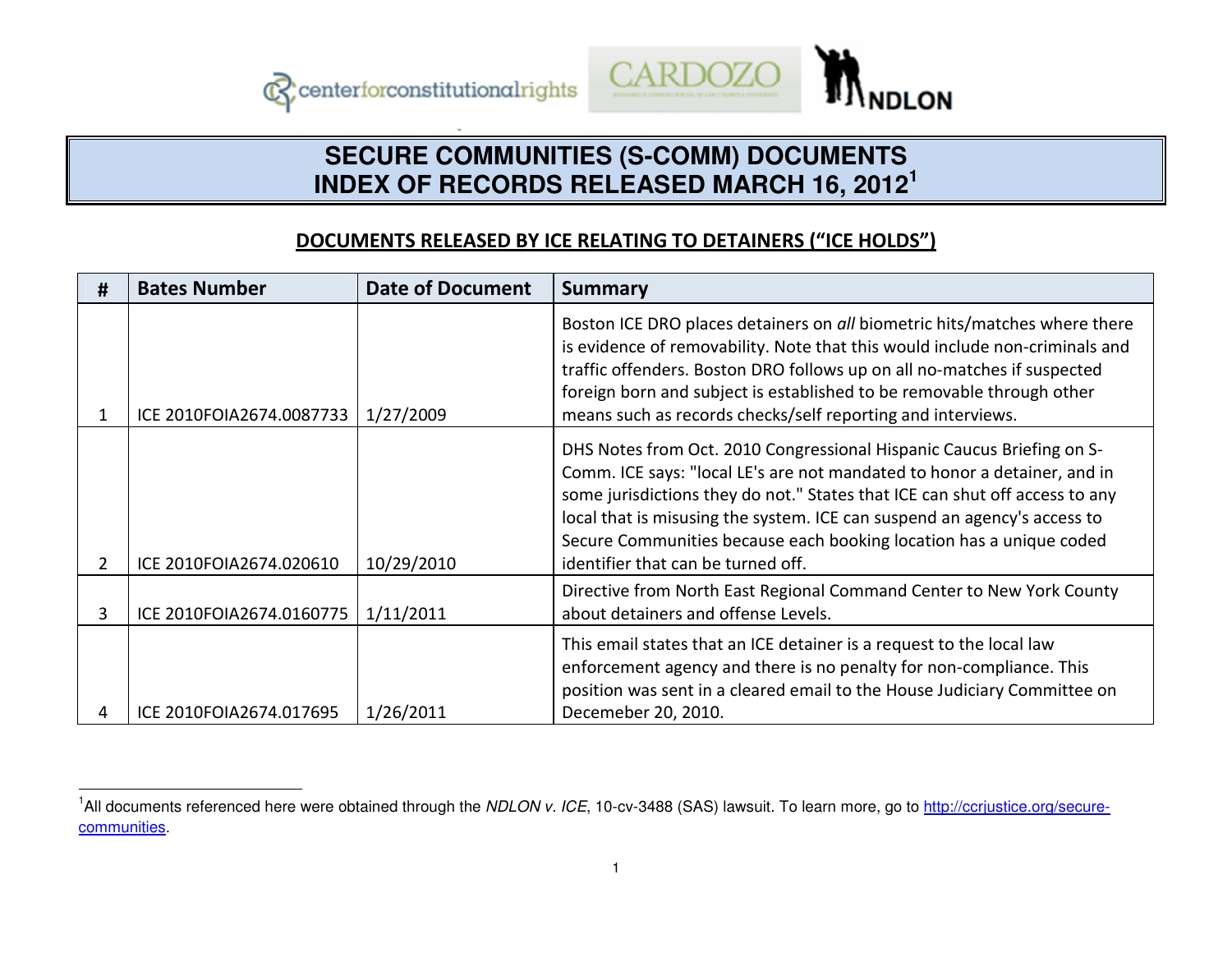# SECURE COMMUNITIES (S-COMM) DOCUMENTS
# INDEX OF RECORDS RELEASED MARCH 16, 2012[1]

## DOCUMENTS RELEASED BY ICE RELATING TO DETAINERS ("ICE HOLDS")

| # | Bates Number | Date of Document | Summary |
|---|---|---|---|
| 1 | ICE 2010FOIA2674.0087733 | 1/27/2009 | Boston ICE DRO places detainers on *all* biometric hits/matches where there is evidence of removability. Note that this would include non-criminals and traffic offenders. Boston DRO follows up on all no-matches if suspected foreign born and subject is established to be removable through other means such as records checks/self reporting and interviews. |
| 2 | ICE 2010FOIA2674.020610 | 10/29/2010 | DHS Notes from Oct. 2010 Congressional Hispanic Caucus Briefing on S-Comm. ICE says: "local LE's are not mandated to honor a detainer, and in some jurisdictions they do not." States that ICE can shut off access to any local that is misusing the system. ICE can suspend an agency's access to Secure Communities because each booking location has a unique coded identifier that can be turned off. |
| 3 | ICE 2010FOIA2674.0160775 | 1/11/2011 | Directive from North East Regional Command Center to New York County about detainers and offense Levels. |
| 4 | ICE 2010FOIA2674.017695 | 1/26/2011 | This email states that an ICE detainer is a request to the local law enforcement agency and there is no penalty for non-compliance. This position was sent in a cleared email to the House Judiciary Committee on Decemeber 20, 2010. |

[1] All documents referenced here were obtained through the *NDLON v. ICE*, 10-cv-3488 (SAS) lawsuit. To learn more, go to http://ccrjustice.org/secure-communities.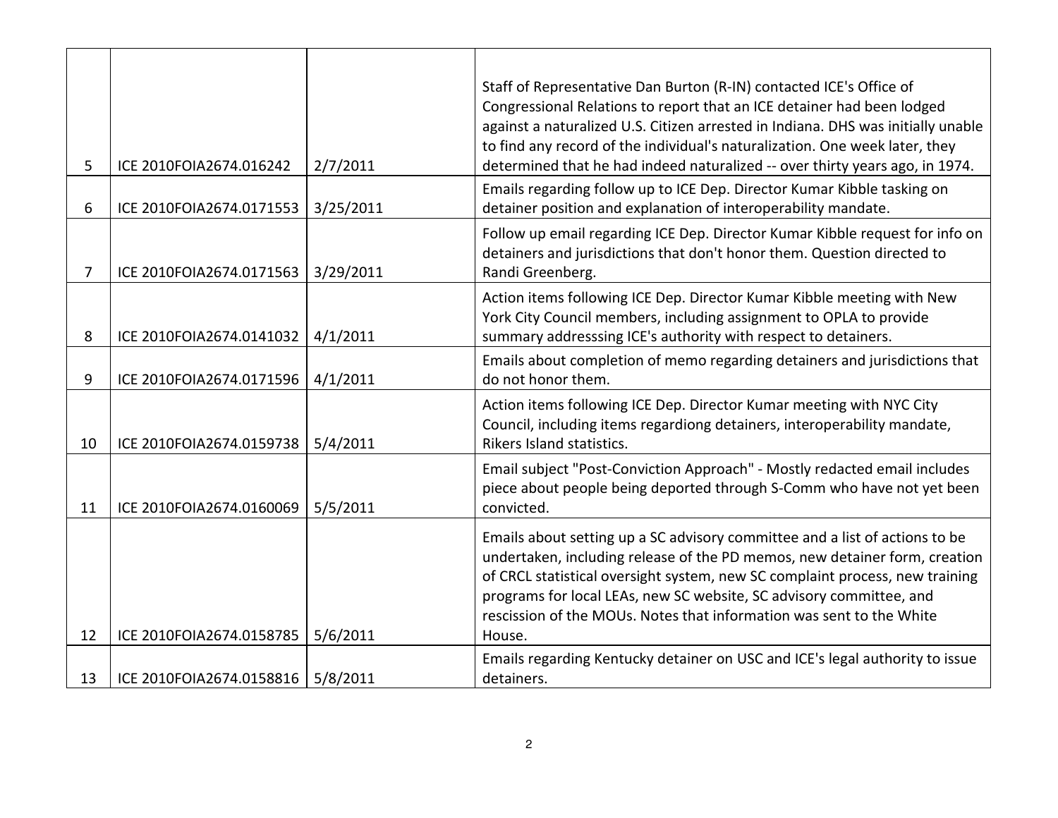| | | | |
|---|---|---|---|
| 5 | ICE 2010FOIA2674.016242 | 2/7/2011 | Staff of Representative Dan Burton (R-IN) contacted ICE's Office of Congressional Relations to report that an ICE detainer had been lodged against a naturalized U.S. Citizen arrested in Indiana. DHS was initially unable to find any record of the individual's naturalization. One week later, they determined that he had indeed naturalized -- over thirty years ago, in 1974. |
| 6 | ICE 2010FOIA2674.0171553 | 3/25/2011 | Emails regarding follow up to ICE Dep. Director Kumar Kibble tasking on detainer position and explanation of interoperability mandate. |
| 7 | ICE 2010FOIA2674.0171563 | 3/29/2011 | Follow up email regarding ICE Dep. Director Kumar Kibble request for info on detainers and jurisdictions that don't honor them. Question directed to Randi Greenberg. |
| 8 | ICE 2010FOIA2674.0141032 | 4/1/2011 | Action items following ICE Dep. Director Kumar Kibble meeting with New York City Council members, including assignment to OPLA to provide summary addresssing ICE's authority with respect to detainers. |
| 9 | ICE 2010FOIA2674.0171596 | 4/1/2011 | Emails about completion of memo regarding detainers and jurisdictions that do not honor them. |
| 10 | ICE 2010FOIA2674.0159738 | 5/4/2011 | Action items following ICE Dep. Director Kumar meeting with NYC City Council, including items regardiong detainers, interoperability mandate, Rikers Island statistics. |
| 11 | ICE 2010FOIA2674.0160069 | 5/5/2011 | Email subject "Post-Conviction Approach" - Mostly redacted email includes piece about people being deported through S-Comm who have not yet been convicted. |
| 12 | ICE 2010FOIA2674.0158785 | 5/6/2011 | Emails about setting up a SC advisory committee and a list of actions to be undertaken, including release of the PD memos, new detainer form, creation of CRCL statistical oversight system, new SC complaint process, new training programs for local LEAs, new SC website, SC advisory committee, and rescission of the MOUs. Notes that information was sent to the White House. |
| 13 | ICE 2010FOIA2674.0158816 | 5/8/2011 | Emails regarding Kentucky detainer on USC and ICE's legal authority to issue detainers. |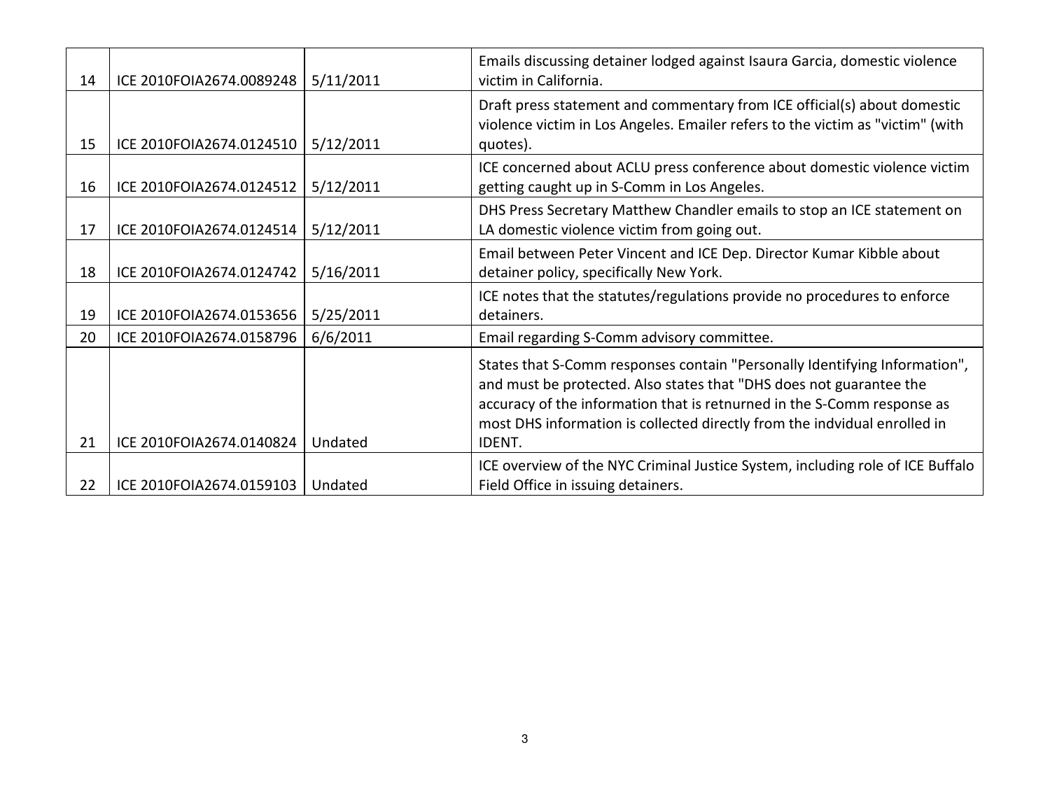| | | | |
|---|---|---|---|
| 14 | ICE 2010FOIA2674.0089248 | 5/11/2011 | Emails discussing detainer lodged against Isaura Garcia, domestic violence victim in California. |
| 15 | ICE 2010FOIA2674.0124510 | 5/12/2011 | Draft press statement and commentary from ICE official(s) about domestic violence victim in Los Angeles. Emailer refers to the victim as "victim" (with quotes). |
| 16 | ICE 2010FOIA2674.0124512 | 5/12/2011 | ICE concerned about ACLU press conference about domestic violence victim getting caught up in S-Comm in Los Angeles. |
| 17 | ICE 2010FOIA2674.0124514 | 5/12/2011 | DHS Press Secretary Matthew Chandler emails to stop an ICE statement on LA domestic violence victim from going out. |
| 18 | ICE 2010FOIA2674.0124742 | 5/16/2011 | Email between Peter Vincent and ICE Dep. Director Kumar Kibble about detainer policy, specifically New York. |
| 19 | ICE 2010FOIA2674.0153656 | 5/25/2011 | ICE notes that the statutes/regulations provide no procedures to enforce detainers. |
| 20 | ICE 2010FOIA2674.0158796 | 6/6/2011 | Email regarding S-Comm advisory committee. |
| 21 | ICE 2010FOIA2674.0140824 | Undated | States that S-Comm responses contain "Personally Identifying Information", and must be protected. Also states that "DHS does not guarantee the accuracy of the information that is retnurned in the S-Comm response as most DHS information is collected directly from the indvidual enrolled in IDENT. |
| 22 | ICE 2010FOIA2674.0159103 | Undated | ICE overview of the NYC Criminal Justice System, including role of ICE Buffalo Field Office in issuing detainers. |